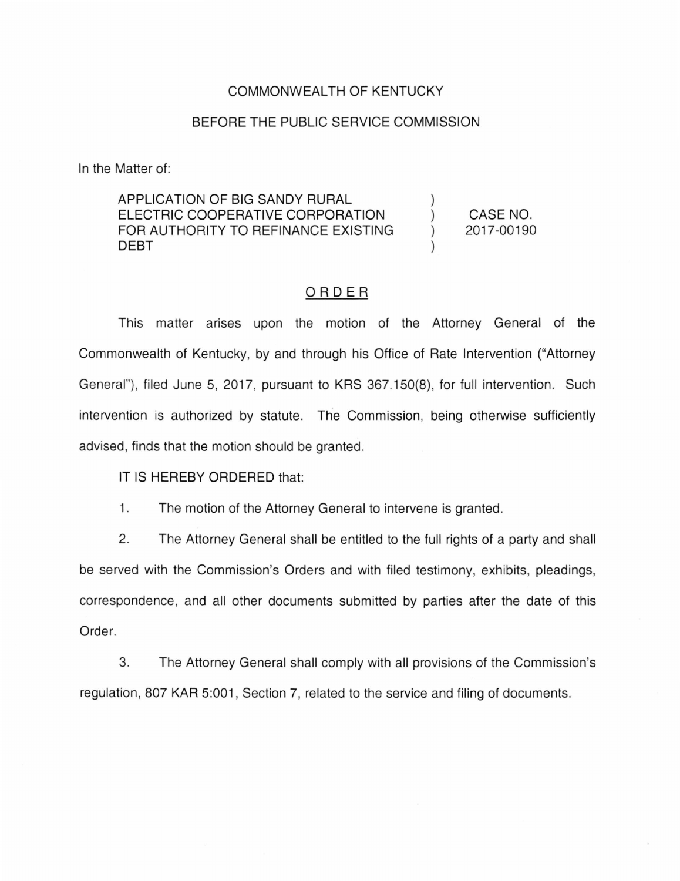COMMONWEALTH OF KENTUCKY

BEFORE THE PUBLIC SERVICE COMMISSION

In the Matter of:

| | | |
|---|---|---|
| APPLICATION OF BIG SANDY RURAL ELECTRIC COOPERATIVE CORPORATION FOR AUTHORITY TO REFINANCE EXISTING DEBT | ) ) ) ) | CASE NO. 2017-00190 |

## ORDER

This matter arises upon the motion of the Attorney General of the Commonwealth of Kentucky, by and through his Office of Rate Intervention ("Attorney General"), filed June 5, 2017, pursuant to KRS 367.150(8), for full intervention. Such intervention is authorized by statute. The Commission, being otherwise sufficiently advised, finds that the motion should be granted.

IT IS HEREBY ORDERED that:

1. The motion of the Attorney General to intervene is granted.

2. The Attorney General shall be entitled to the full rights of a party and shall be served with the Commission's Orders and with filed testimony, exhibits, pleadings, correspondence, and all other documents submitted by parties after the date of this Order.

3. The Attorney General shall comply with all provisions of the Commission's regulation, 807 KAR 5:001, Section 7, related to the service and filing of documents.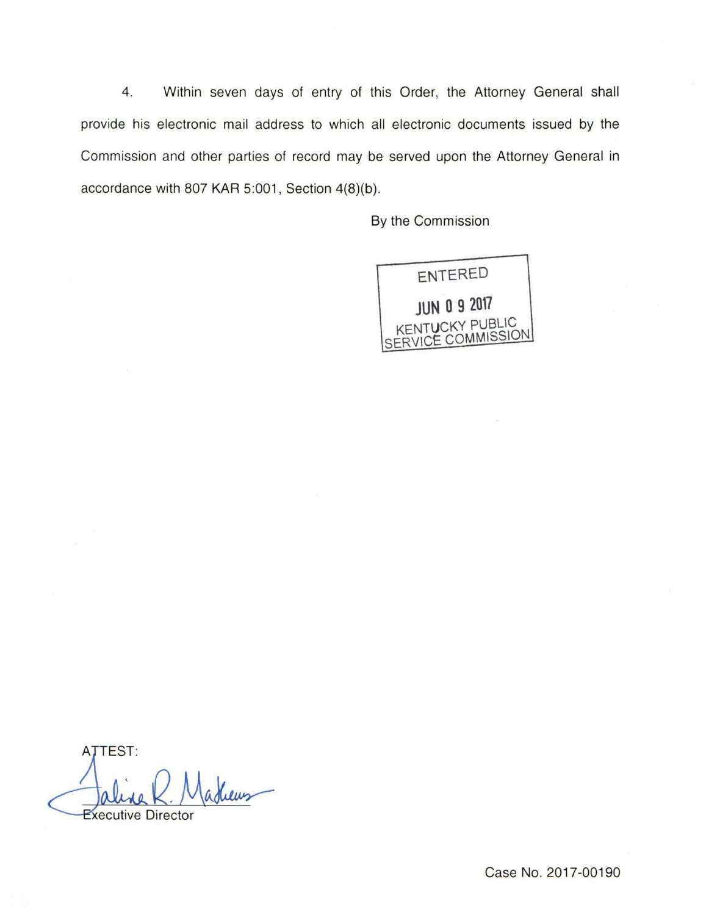4. Within seven days of entry of this Order, the Attorney General shall provide his electronic mail address to which all electronic documents issued by the Commission and other parties of record may be served upon the Attorney General in accordance with 807 KAR 5:001, Section 4(8)(b).

By the Commission

ENTERED
JUN 09 2017
KENTUCKY PUBLIC SERVICE COMMISSION

ATTEST:

Executive Director

Case No. 2017-00190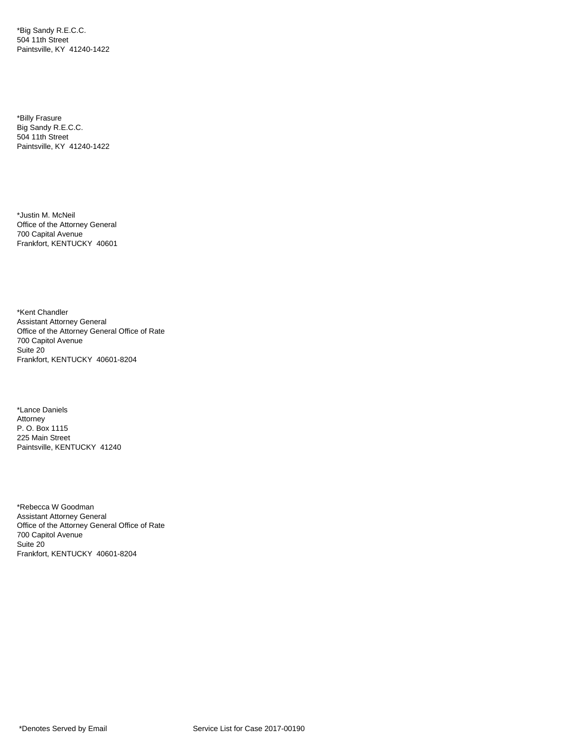*Big Sandy R.E.C.C.
504 11th Street
Paintsville, KY  41240-1422

*Billy Frasure
Big Sandy R.E.C.C.
504 11th Street
Paintsville, KY  41240-1422

*Justin M. McNeil
Office of the Attorney General
700 Capital Avenue
Frankfort, KENTUCKY  40601

*Kent Chandler
Assistant Attorney General
Office of the Attorney General Office of Rate
700 Capitol Avenue
Suite 20
Frankfort, KENTUCKY  40601-8204

*Lance Daniels
Attorney
P. O. Box 1115
225 Main Street
Paintsville, KENTUCKY  41240

*Rebecca W Goodman
Assistant Attorney General
Office of the Attorney General Office of Rate
700 Capitol Avenue
Suite 20
Frankfort, KENTUCKY  40601-8204

*Denotes Served by Email

Service List for Case 2017-00190